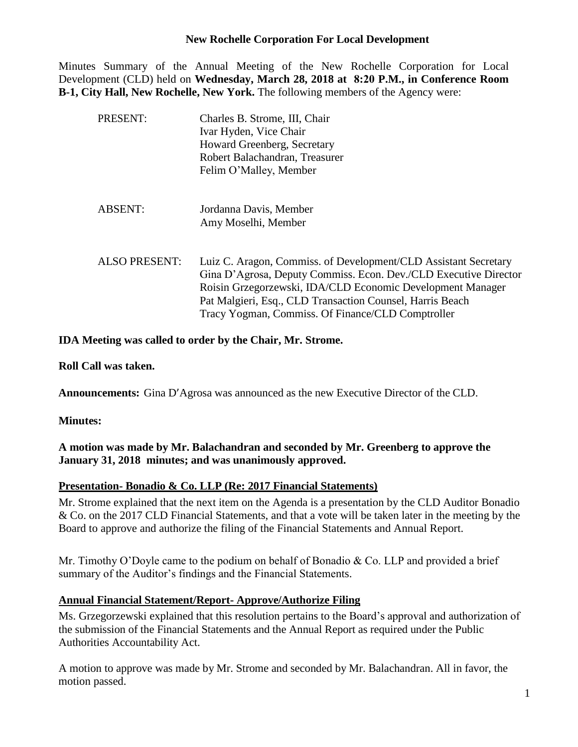# New Rochelle Corporation For Local Development

Minutes Summary of the Annual Meeting of the New Rochelle Corporation for Local Development (CLD) held on **Wednesday, March 28, 2018 at 8:20 P.M., in Conference Room B-1, City Hall, New Rochelle, New York.** The following members of the Agency were:

PRESENT:
- Charles B. Strome, III, Chair
- Ivar Hyden, Vice Chair
- Howard Greenberg, Secretary
- Robert Balachandran, Treasurer
- Felim O'Malley, Member

ABSENT:
- Jordanna Davis, Member
- Amy Moselhi, Member

ALSO PRESENT:
- Luiz C. Aragon, Commiss. of Development/CLD Assistant Secretary
- Gina D'Agrosa, Deputy Commiss. Econ. Dev./CLD Executive Director
- Roisin Grzegorzewski, IDA/CLD Economic Development Manager
- Pat Malgieri, Esq., CLD Transaction Counsel, Harris Beach
- Tracy Yogman, Commiss. Of Finance/CLD Comptroller

**IDA Meeting was called to order by the Chair, Mr. Strome.**

**Roll Call was taken.**

**Announcements:** Gina D′Agrosa was announced as the new Executive Director of the CLD.

**Minutes:**

**A motion was made by Mr. Balachandran and seconded by Mr. Greenberg to approve the January 31, 2018 minutes; and was unanimously approved.**

## Presentation- Bonadio & Co. LLP (Re: 2017 Financial Statements)

Mr. Strome explained that the next item on the Agenda is a presentation by the CLD Auditor Bonadio & Co. on the 2017 CLD Financial Statements, and that a vote will be taken later in the meeting by the Board to approve and authorize the filing of the Financial Statements and Annual Report.

Mr. Timothy O'Doyle came to the podium on behalf of Bonadio & Co. LLP and provided a brief summary of the Auditor's findings and the Financial Statements.

## Annual Financial Statement/Report- Approve/Authorize Filing

Ms. Grzegorzewski explained that this resolution pertains to the Board's approval and authorization of the submission of the Financial Statements and the Annual Report as required under the Public Authorities Accountability Act.

A motion to approve was made by Mr. Strome and seconded by Mr. Balachandran. All in favor, the motion passed.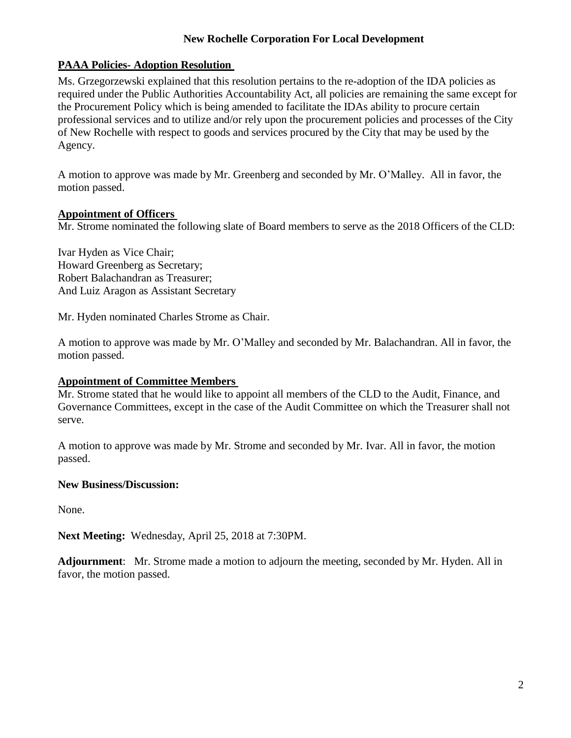**New Rochelle Corporation For Local Development**

**PAAA Policies- Adoption Resolution**

Ms. Grzegorzewski explained that this resolution pertains to the re-adoption of the IDA policies as required under the Public Authorities Accountability Act, all policies are remaining the same except for the Procurement Policy which is being amended to facilitate the IDAs ability to procure certain professional services and to utilize and/or rely upon the procurement policies and processes of the City of New Rochelle with respect to goods and services procured by the City that may be used by the Agency.

A motion to approve was made by Mr. Greenberg and seconded by Mr. O'Malley. All in favor, the motion passed.

**Appointment of Officers**

Mr. Strome nominated the following slate of Board members to serve as the 2018 Officers of the CLD:

Ivar Hyden as Vice Chair;
Howard Greenberg as Secretary;
Robert Balachandran as Treasurer;
And Luiz Aragon as Assistant Secretary

Mr. Hyden nominated Charles Strome as Chair.

A motion to approve was made by Mr. O'Malley and seconded by Mr. Balachandran. All in favor, the motion passed.

**Appointment of Committee Members**

Mr. Strome stated that he would like to appoint all members of the CLD to the Audit, Finance, and Governance Committees, except in the case of the Audit Committee on which the Treasurer shall not serve.

A motion to approve was made by Mr. Strome and seconded by Mr. Ivar. All in favor, the motion passed.

**New Business/Discussion:**

None.

**Next Meeting:** Wednesday, April 25, 2018 at 7:30PM.

**Adjournment**: Mr. Strome made a motion to adjourn the meeting, seconded by Mr. Hyden. All in favor, the motion passed.